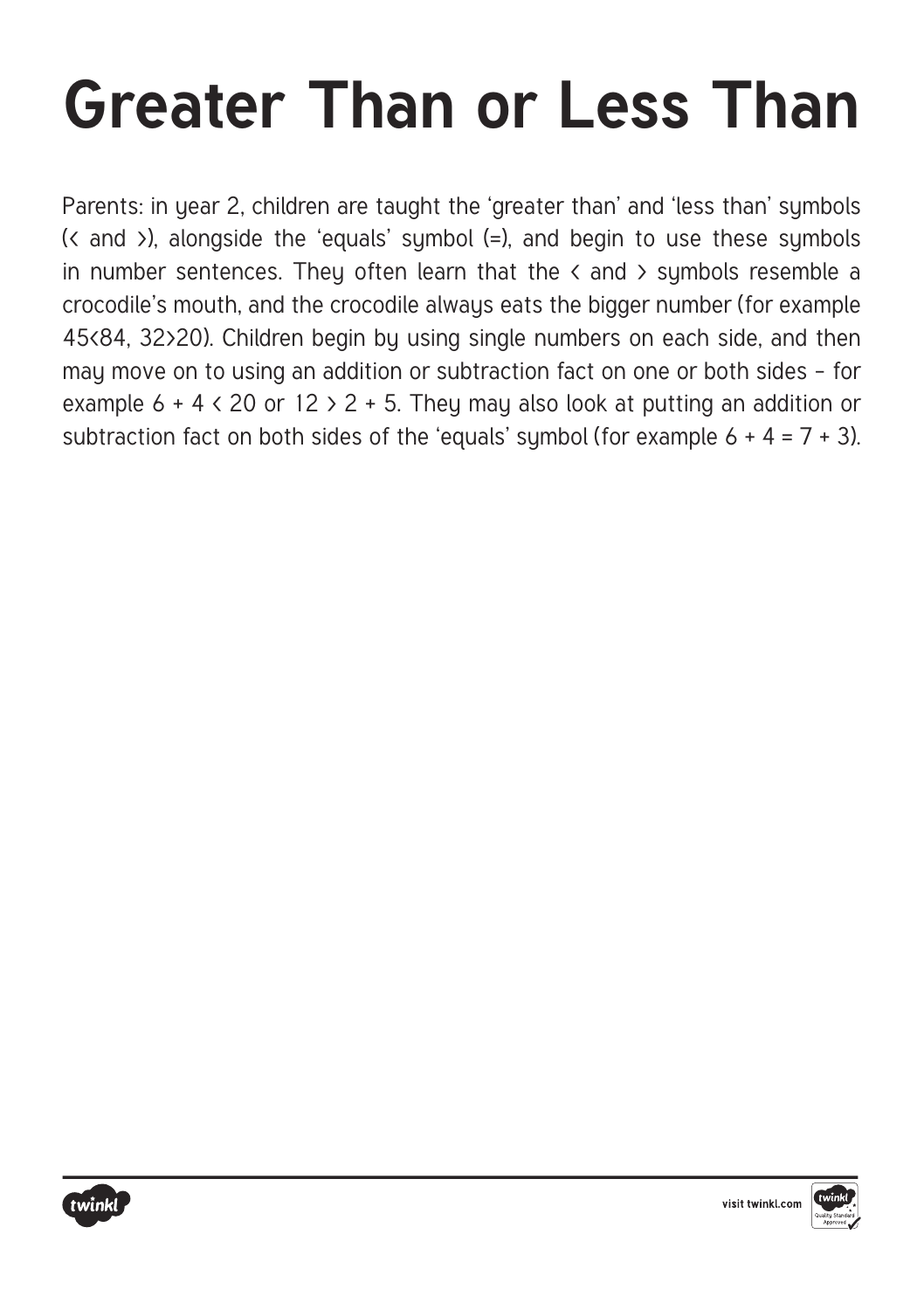# Greater Than or Less Than

Parents: in year 2, children are taught the 'greater than' and 'less than' symbols ($<$ and $>$), alongside the 'equals' symbol ($=$), and begin to use these symbols in number sentences. They often learn that the $<$ and $>$ symbols resemble a crocodile's mouth, and the crocodile always eats the bigger number (for example $45<84$, $32>20$). Children begin by using single numbers on each side, and then may move on to using an addition or subtraction fact on one or both sides – for example $6 + 4 < 20$ or $12 > 2 + 5$. They may also look at putting an addition or subtraction fact on both sides of the 'equals' symbol (for example $6 + 4 = 7 + 3$).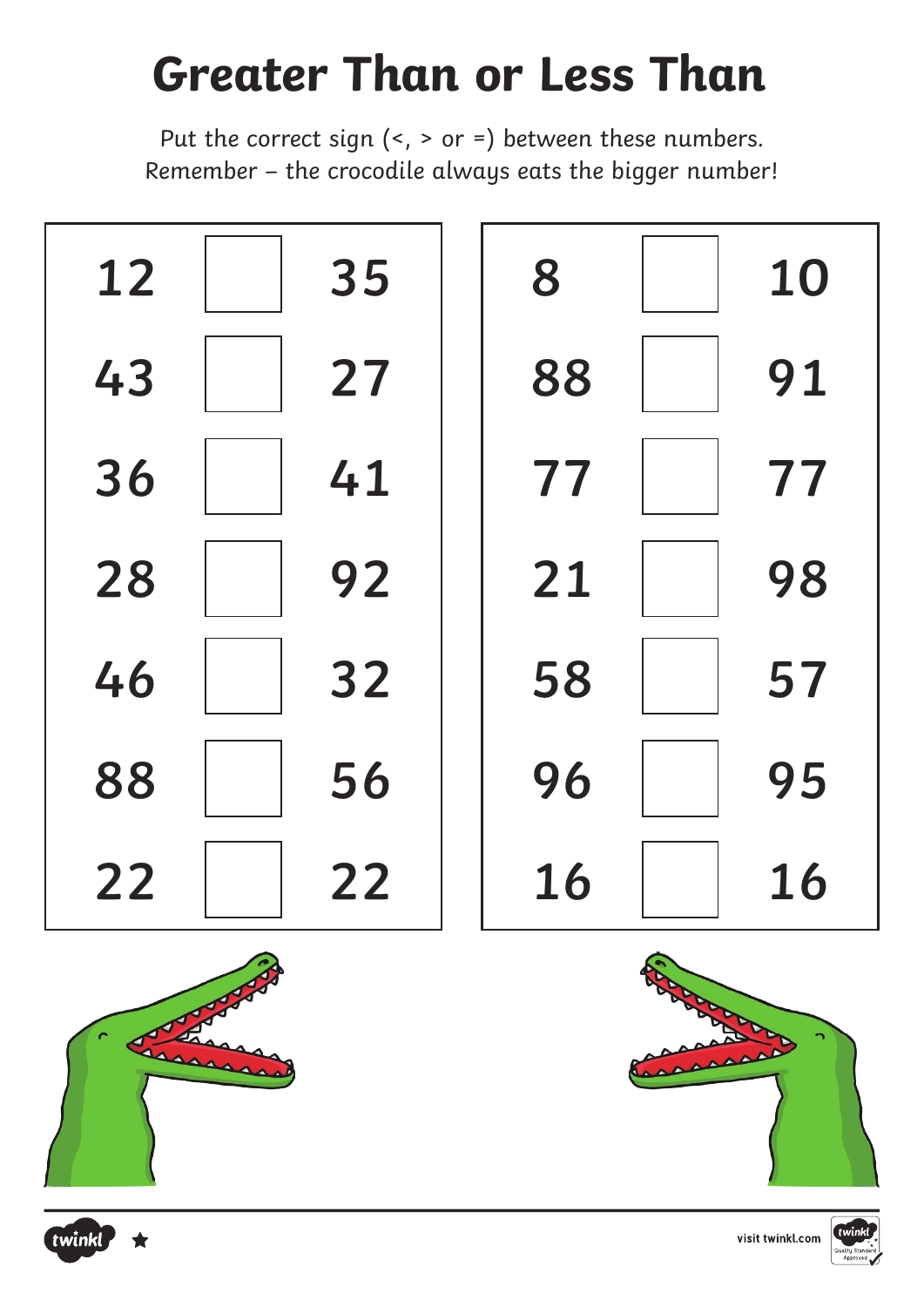# Greater Than or Less Than

Put the correct sign (<, > or =) between these numbers.
Remember – the crocodile always eats the bigger number!

| | | |
|---|---|---|
| 12 | | 35 |
| 43 | | 27 |
| 36 | | 41 |
| 28 | | 92 |
| 46 | | 32 |
| 88 | | 56 |
| 22 | | 22 |

| | | |
|---|---|---|
| 8 | | 10 |
| 88 | | 91 |
| 77 | | 77 |
| 21 | | 98 |
| 58 | | 57 |
| 96 | | 95 |
| 16 | | 16 |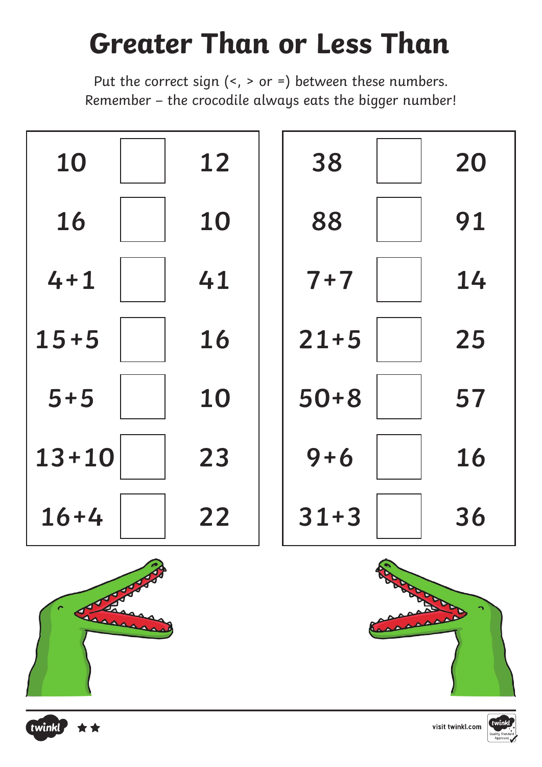# Greater Than or Less Than

Put the correct sign (<, > or =) between these numbers.
Remember – the crocodile always eats the bigger number!

|  |  |  |
|---|---|---|
| 10 | ☐ | 12 |
| 16 | ☐ | 10 |
| 4+1 | ☐ | 41 |
| 15+5 | ☐ | 16 |
| 5+5 | ☐ | 10 |
| 13+10 | ☐ | 23 |
| 16+4 | ☐ | 22 |

|  |  |  |
|---|---|---|
| 38 | ☐ | 20 |
| 88 | ☐ | 91 |
| 7+7 | ☐ | 14 |
| 21+5 | ☐ | 25 |
| 50+8 | ☐ | 57 |
| 9+6 | ☐ | 16 |
| 31+3 | ☐ | 36 |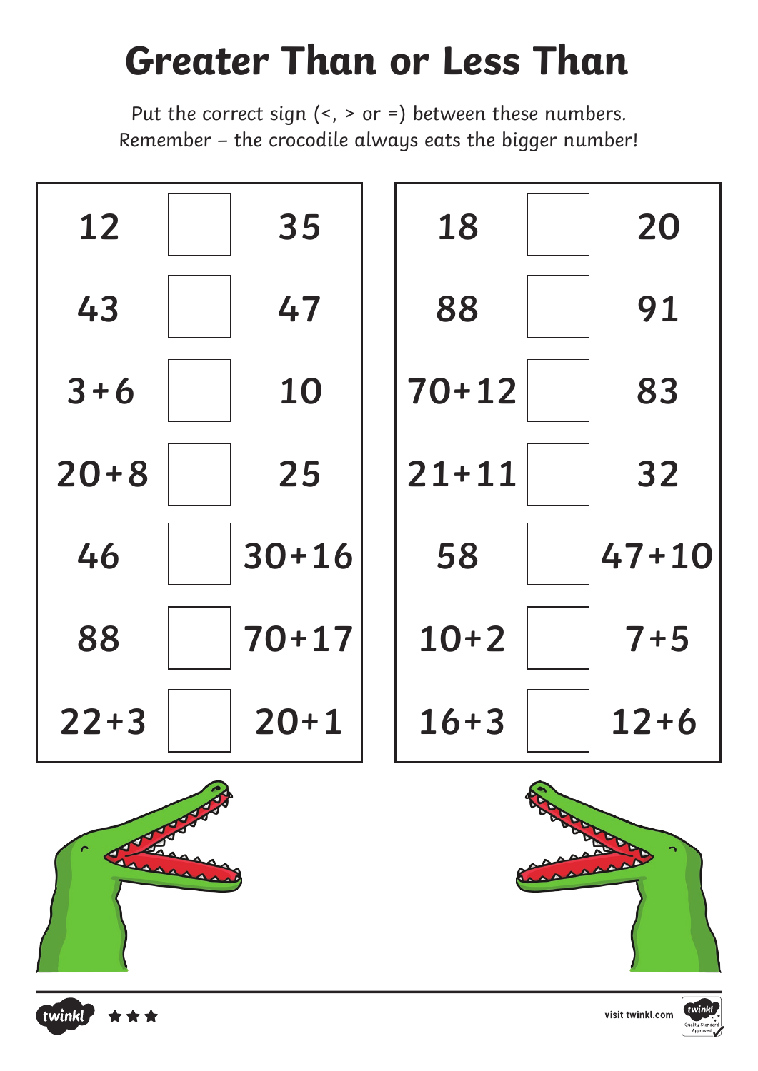# Greater Than or Less Than

Put the correct sign (<, > or =) between these numbers.
Remember – the crocodile always eats the bigger number!

| | | |
|---|---|---|
| 12 | | 35 |
| 43 | | 47 |
| 3+6 | | 10 |
| 20+8 | | 25 |
| 46 | | 30+16 |
| 88 | | 70+17 |
| 22+3 | | 20+1 |

| | | |
|---|---|---|
| 18 | | 20 |
| 88 | | 91 |
| 70+12 | | 83 |
| 21+11 | | 32 |
| 58 | | 47+10 |
| 10+2 | | 7+5 |
| 16+3 | | 12+6 |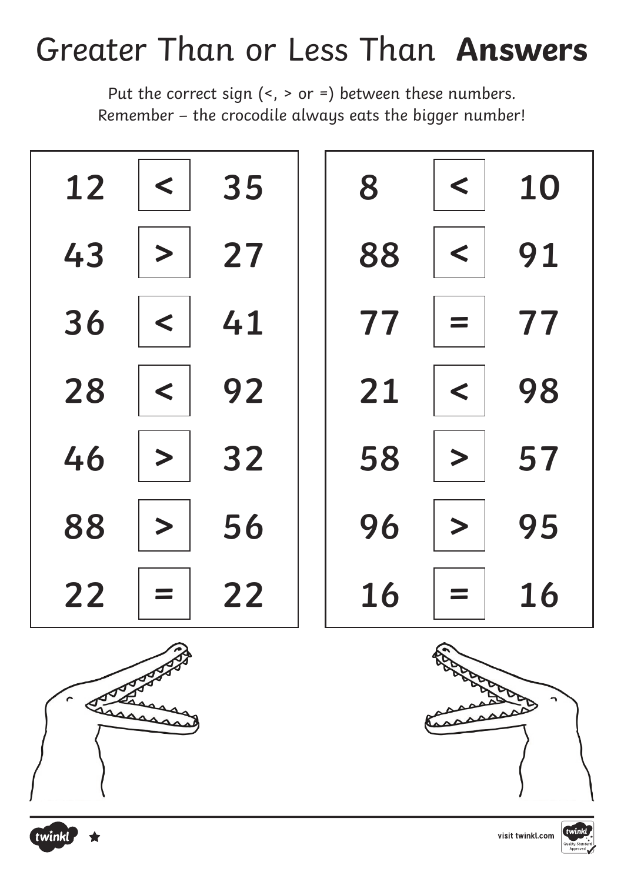# Greater Than or Less Than **Answers**

Put the correct sign (<, > or =) between these numbers.
Remember – the crocodile always eats the bigger number!

| | | |
|---|---|---|
| 12 | < | 35 |
| 43 | > | 27 |
| 36 | < | 41 |
| 28 | < | 92 |
| 46 | > | 32 |
| 88 | > | 56 |
| 22 | = | 22 |

| | | |
|---|---|---|
| 8 | < | 10 |
| 88 | < | 91 |
| 77 | = | 77 |
| 21 | < | 98 |
| 58 | > | 57 |
| 96 | > | 95 |
| 16 | = | 16 |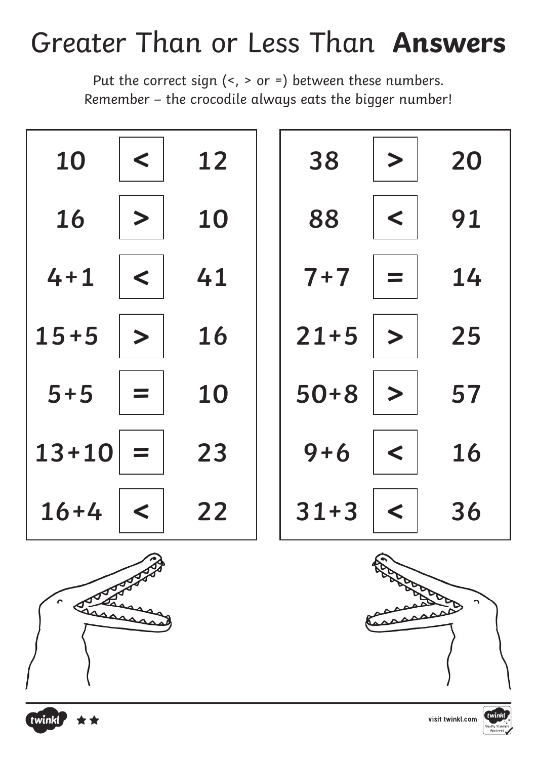# Greater Than or Less Than **Answers**

Put the correct sign (<, > or =) between these numbers.
Remember – the crocodile always eats the bigger number!

| | | |
|---|---|---|
| 10 | < | 12 |
| 16 | > | 10 |
| 4+1 | < | 41 |
| 15+5 | > | 16 |
| 5+5 | = | 10 |
| 13+10 | = | 23 |
| 16+4 | < | 22 |

| | | |
|---|---|---|
| 38 | > | 20 |
| 88 | < | 91 |
| 7+7 | = | 14 |
| 21+5 | > | 25 |
| 50+8 | > | 57 |
| 9+6 | < | 16 |
| 31+3 | < | 36 |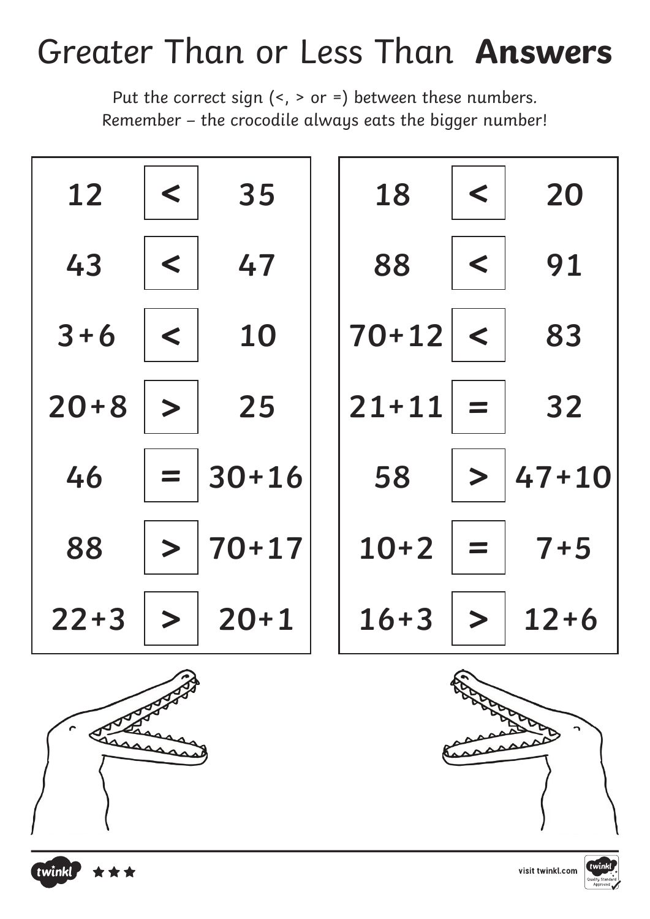# Greater Than or Less Than **Answers**

Put the correct sign (<, > or =) between these numbers.
Remember – the crocodile always eats the bigger number!

| | | |
|---|---|---|
| 12 | < | 35 |
| 43 | < | 47 |
| 3 + 6 | < | 10 |
| 20 + 8 | > | 25 |
| 46 | = | 30 + 16 |
| 88 | > | 70 + 17 |
| 22 + 3 | > | 20 + 1 |

| | | |
|---|---|---|
| 18 | < | 20 |
| 88 | < | 91 |
| 70 + 12 | < | 83 |
| 21 + 11 | = | 32 |
| 58 | > | 47 + 10 |
| 10 + 2 | = | 7 + 5 |
| 16 + 3 | > | 12 + 6 |